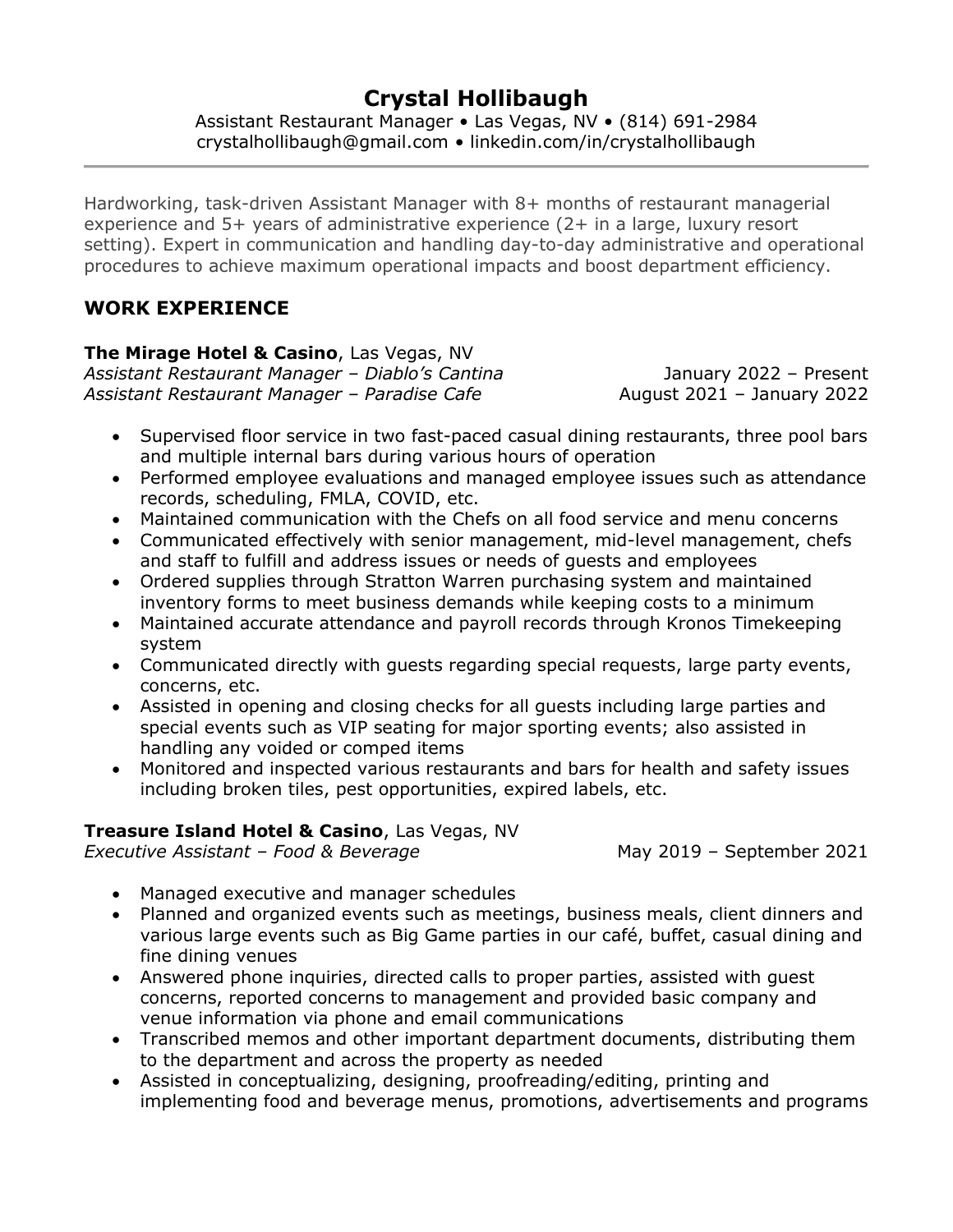# Crystal Hollibaugh

Assistant Restaurant Manager • Las Vegas, NV • (814) 691-2984
crystalhollibaugh@gmail.com • linkedin.com/in/crystalhollibaugh

---

Hardworking, task-driven Assistant Manager with 8+ months of restaurant managerial experience and 5+ years of administrative experience (2+ in a large, luxury resort setting). Expert in communication and handling day-to-day administrative and operational procedures to achieve maximum operational impacts and boost department efficiency.

## WORK EXPERIENCE

**The Mirage Hotel & Casino**, Las Vegas, NV
*Assistant Restaurant Manager – Diablo's Cantina* January 2022 – Present
*Assistant Restaurant Manager – Paradise Cafe* August 2021 – January 2022

- Supervised floor service in two fast-paced casual dining restaurants, three pool bars and multiple internal bars during various hours of operation
- Performed employee evaluations and managed employee issues such as attendance records, scheduling, FMLA, COVID, etc.
- Maintained communication with the Chefs on all food service and menu concerns
- Communicated effectively with senior management, mid-level management, chefs and staff to fulfill and address issues or needs of guests and employees
- Ordered supplies through Stratton Warren purchasing system and maintained inventory forms to meet business demands while keeping costs to a minimum
- Maintained accurate attendance and payroll records through Kronos Timekeeping system
- Communicated directly with guests regarding special requests, large party events, concerns, etc.
- Assisted in opening and closing checks for all guests including large parties and special events such as VIP seating for major sporting events; also assisted in handling any voided or comped items
- Monitored and inspected various restaurants and bars for health and safety issues including broken tiles, pest opportunities, expired labels, etc.

**Treasure Island Hotel & Casino**, Las Vegas, NV
*Executive Assistant – Food & Beverage* May 2019 – September 2021

- Managed executive and manager schedules
- Planned and organized events such as meetings, business meals, client dinners and various large events such as Big Game parties in our café, buffet, casual dining and fine dining venues
- Answered phone inquiries, directed calls to proper parties, assisted with guest concerns, reported concerns to management and provided basic company and venue information via phone and email communications
- Transcribed memos and other important department documents, distributing them to the department and across the property as needed
- Assisted in conceptualizing, designing, proofreading/editing, printing and implementing food and beverage menus, promotions, advertisements and programs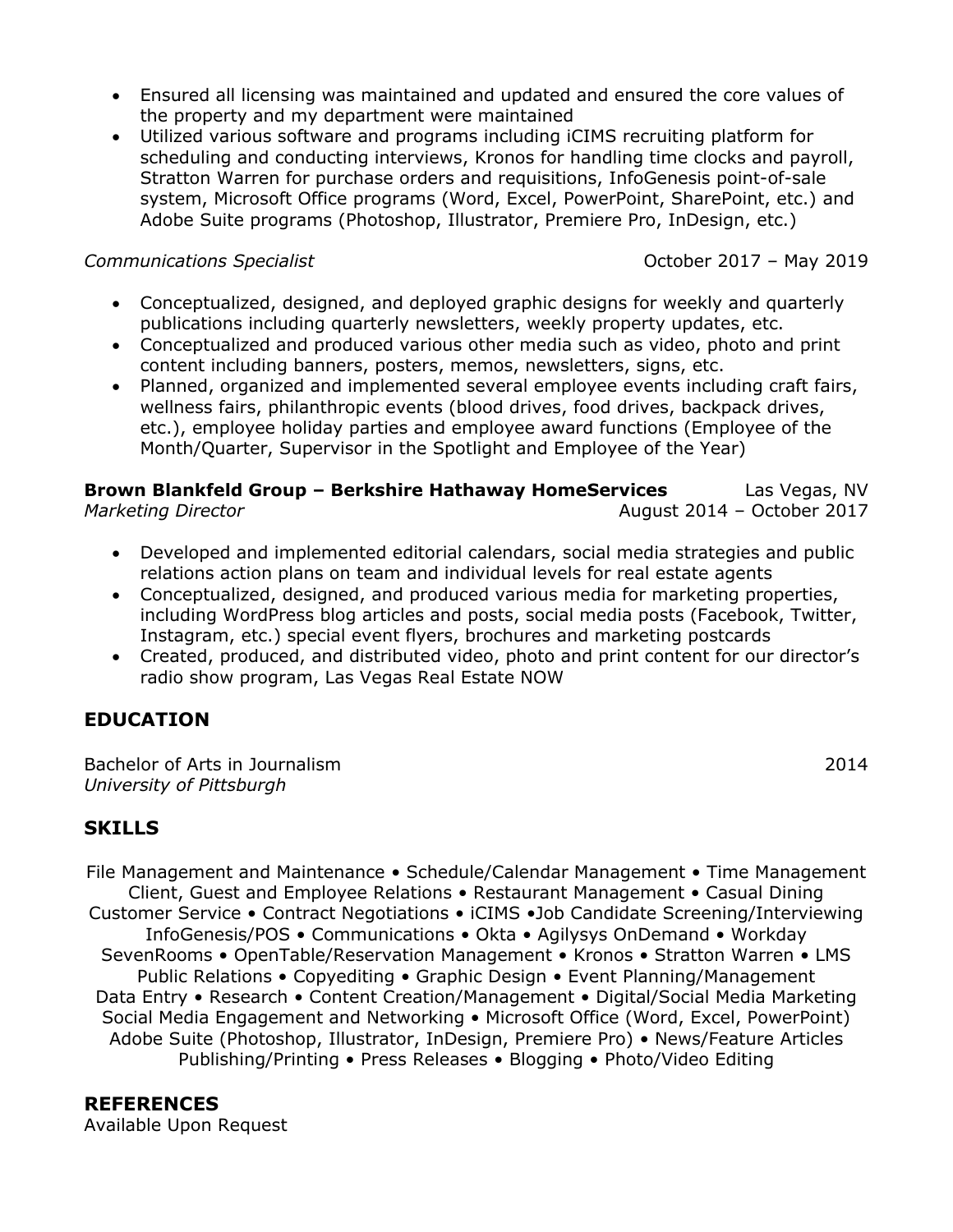- Ensured all licensing was maintained and updated and ensured the core values of the property and my department were maintained
- Utilized various software and programs including iCIMS recruiting platform for scheduling and conducting interviews, Kronos for handling time clocks and payroll, Stratton Warren for purchase orders and requisitions, InfoGenesis point-of-sale system, Microsoft Office programs (Word, Excel, PowerPoint, SharePoint, etc.) and Adobe Suite programs (Photoshop, Illustrator, Premiere Pro, InDesign, etc.)

*Communications Specialist* October 2017 – May 2019

- Conceptualized, designed, and deployed graphic designs for weekly and quarterly publications including quarterly newsletters, weekly property updates, etc.
- Conceptualized and produced various other media such as video, photo and print content including banners, posters, memos, newsletters, signs, etc.
- Planned, organized and implemented several employee events including craft fairs, wellness fairs, philanthropic events (blood drives, food drives, backpack drives, etc.), employee holiday parties and employee award functions (Employee of the Month/Quarter, Supervisor in the Spotlight and Employee of the Year)

**Brown Blankfeld Group – Berkshire Hathaway HomeServices** Las Vegas, NV
*Marketing Director* August 2014 – October 2017

- Developed and implemented editorial calendars, social media strategies and public relations action plans on team and individual levels for real estate agents
- Conceptualized, designed, and produced various media for marketing properties, including WordPress blog articles and posts, social media posts (Facebook, Twitter, Instagram, etc.) special event flyers, brochures and marketing postcards
- Created, produced, and distributed video, photo and print content for our director's radio show program, Las Vegas Real Estate NOW

## EDUCATION

Bachelor of Arts in Journalism 2014
*University of Pittsburgh*

## SKILLS

File Management and Maintenance • Schedule/Calendar Management • Time Management
Client, Guest and Employee Relations • Restaurant Management • Casual Dining
Customer Service • Contract Negotiations • iCIMS •Job Candidate Screening/Interviewing
InfoGenesis/POS • Communications • Okta • Agilysys OnDemand • Workday
SevenRooms • OpenTable/Reservation Management • Kronos • Stratton Warren • LMS
Public Relations • Copyediting • Graphic Design • Event Planning/Management
Data Entry • Research • Content Creation/Management • Digital/Social Media Marketing
Social Media Engagement and Networking • Microsoft Office (Word, Excel, PowerPoint)
Adobe Suite (Photoshop, Illustrator, InDesign, Premiere Pro) • News/Feature Articles
Publishing/Printing • Press Releases • Blogging • Photo/Video Editing

## REFERENCES

Available Upon Request